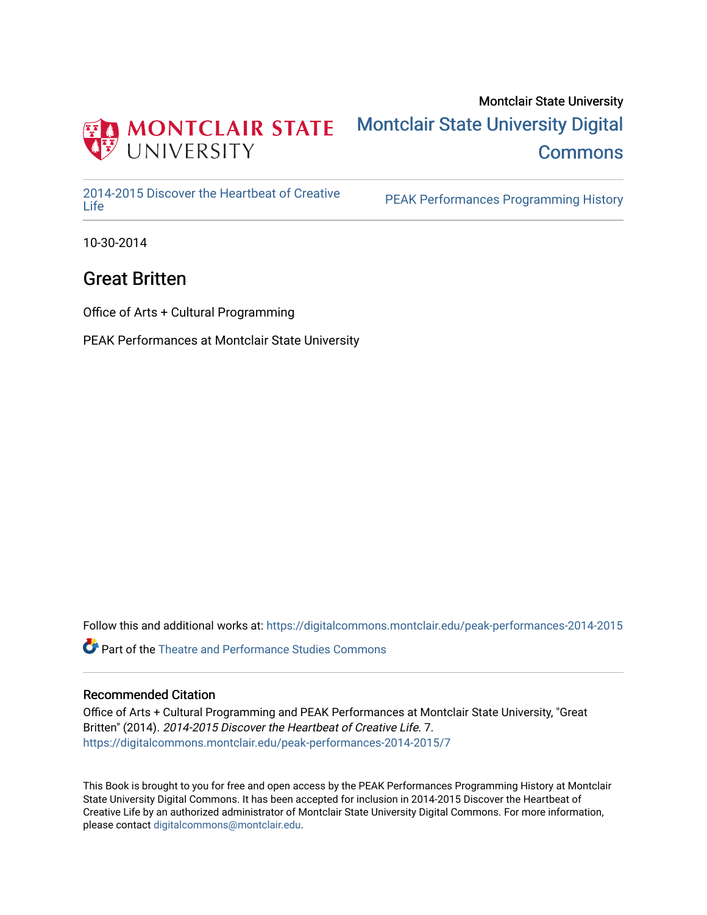Montclair State University

# Montclair State University Digital Commons

2014-2015 Discover the Heartbeat of Creative Life

PEAK Performances Programming History

10-30-2014

## Great Britten

Office of Arts + Cultural Programming

PEAK Performances at Montclair State University

Follow this and additional works at: https://digitalcommons.montclair.edu/peak-performances-2014-2015

Part of the Theatre and Performance Studies Commons

### Recommended Citation

Office of Arts + Cultural Programming and PEAK Performances at Montclair State University, "Great Britten" (2014). *2014-2015 Discover the Heartbeat of Creative Life*. 7.
https://digitalcommons.montclair.edu/peak-performances-2014-2015/7

This Book is brought to you for free and open access by the PEAK Performances Programming History at Montclair State University Digital Commons. It has been accepted for inclusion in 2014-2015 Discover the Heartbeat of Creative Life by an authorized administrator of Montclair State University Digital Commons. For more information, please contact digitalcommons@montclair.edu.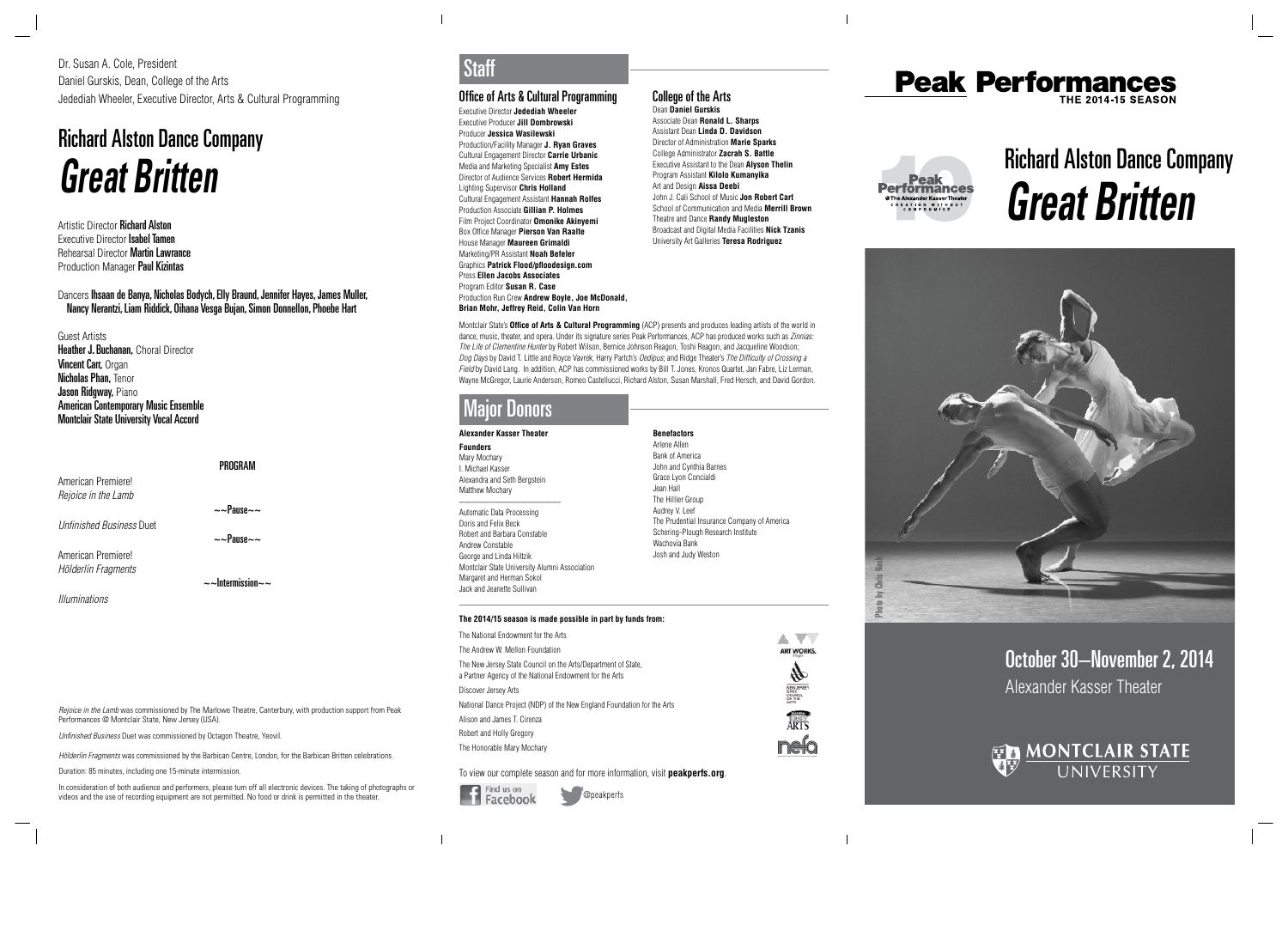Dr. Susan A. Cole, President
Daniel Gurskis, Dean, College of the Arts
Jedediah Wheeler, Executive Director, Arts & Cultural Programming

# Richard Alston Dance Company
# *Great Britten*

Artistic Director **Richard Alston**
Executive Director **Isabel Tamen**
Rehearsal Director **Martin Lawrance**
Production Manager **Paul Kizintas**

Dancers **Ihsaan de Banya, Nicholas Bodych, Elly Braund, Jennifer Hayes, James Muller, Nancy Nerantzi, Liam Riddick, Oihana Vesga Bujan, Simon Donnellon, Phoebe Hart**

Guest Artists
**Heather J. Buchanan,** Choral Director
**Vincent Carr,** Organ
**Nicholas Phan,** Tenor
**Jason Ridgway,** Piano
**American Contemporary Music Ensemble**
**Montclair State University Vocal Accord**

### PROGRAM

American Premiere!
*Rejoice in the Lamb*

~~Pause~~

*Unfinished Business* Duet

~~Pause~~

American Premiere!
*Hölderlin Fragments*

~~Intermission~~

*Illuminations*

*Rejoice in the Lamb* was commissioned by The Marlowe Theatre, Canterbury, with production support from Peak Performances @ Montclair State, New Jersey (USA).

*Unfinished Business* Duet was commissioned by Octagon Theatre, Yeovil.

*Hölderlin Fragments* was commissioned by the Barbican Centre, London, for the Barbican Britten celebrations.

Duration: 85 minutes, including one 15-minute intermission.

In consideration of both audience and performers, please turn off all electronic devices. The taking of photographs or videos and the use of recording equipment are not permitted. No food or drink is permitted in the theater.

## Staff

### Office of Arts & Cultural Programming

Executive Director **Jedediah Wheeler**
Executive Producer **Jill Dombrowski**
Producer **Jessica Wasilewski**
Production/Facility Manager **J. Ryan Graves**
Cultural Engagement Director **Carrie Urbanic**
Media and Marketing Specialist **Amy Estes**
Director of Audience Services **Robert Hermida**
Lighting Supervisor **Chris Holland**
Cultural Engagement Assistant **Hannah Rolfes**
Production Associate **Gillian P. Holmes**
Film Project Coordinator **Omonike Akinyemi**
Box Office Manager **Pierson Van Raalte**
House Manager **Maureen Grimaldi**
Marketing/PR Assistant **Noah Befeler**
Graphics **Patrick Flood/pfloodesign.com**
Press **Ellen Jacobs Associates**
Program Editor **Susan R. Case**
Production Run Crew **Andrew Boyle, Joe McDonald, Brian Mohr, Jeffrey Reid, Colin Van Horn**

### College of the Arts

Dean **Daniel Gurskis**
Associate Dean **Ronald L. Sharps**
Assistant Dean **Linda D. Davidson**
Director of Administration **Marie Sparks**
College Administrator **Zacrah S. Battle**
Executive Assistant to the Dean **Alyson Thelin**
Program Assistant **Kilolo Kumanyika**
Art and Design **Aissa Deebi**
John J. Cali School of Music **Jon Robert Cart**
School of Communication and Media **Merrill Brown**
Theatre and Dance **Randy Mugleston**
Broadcast and Digital Media Facilities **Nick Tzanis**
University Art Galleries **Teresa Rodriguez**

Montclair State's **Office of Arts & Cultural Programming** (ACP) presents and produces leading artists of the world in dance, music, theater, and opera. Under its signature series Peak Performances, ACP has produced works such as *Zinnias: The Life of Clementine Hunter* by Robert Wilson, Bernice Johnson Reagon, Toshi Reagon, and Jacqueline Woodson; *Dog Days* by David T. Little and Royce Vavrek; Harry Partch's *Oedipus*; and Ridge Theater's *The Difficulty of Crossing a Field* by David Lang. In addition, ACP has commissioned works by Bill T. Jones, Kronos Quartet, Jan Fabre, Liz Lerman, Wayne McGregor, Laurie Anderson, Romeo Castellucci, Richard Alston, Susan Marshall, Fred Hersch, and David Gordon.

## Major Donors

**Alexander Kasser Theater**

**Founders**
Mary Mochary
I. Michael Kasser
Alexandra and Seth Bergstein
Matthew Mochary

Automatic Data Processing
Doris and Felix Beck
Robert and Barbara Constable
Andrew Constable
George and Linda Hiltzik
Montclair State University Alumni Association
Margaret and Herman Sokol
Jack and Jeanette Sullivan

**Benefactors**
Arlene Allen
Bank of America
John and Cynthia Barnes
Grace Lyon Concialdi
Jean Hall
The Hillier Group
Audrey V. Leef
The Prudential Insurance Company of America
Schering-Plough Research Institute
Wachovia Bank
Josh and Judy Weston

**The 2014/15 season is made possible in part by funds from:**

The National Endowment for the Arts
The Andrew W. Mellon Foundation
The New Jersey State Council on the Arts/Department of State, a Partner Agency of the National Endowment for the Arts
Discover Jersey Arts
National Dance Project (NDP) of the New England Foundation for the Arts
Alison and James T. Cirenza
Robert and Holly Gregory
The Honorable Mary Mochary

To view our complete season and for more information, visit **peakperfs.org**.

Find us on Facebook    @peakperfs

# Peak Performances
THE 2014-15 SEASON

# Richard Alston Dance Company
# *Great Britten*

Photo by Chris Nash

## October 30–November 2, 2014
Alexander Kasser Theater

MONTCLAIR STATE UNIVERSITY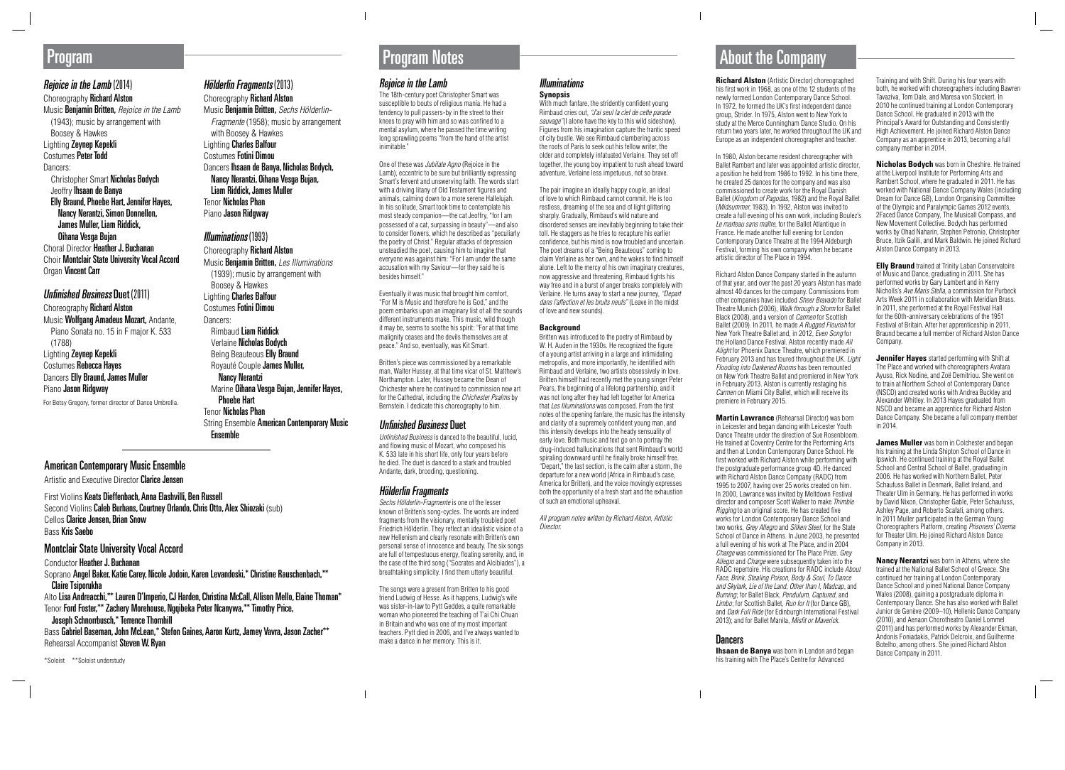# Program

## *Rejoice in the Lamb* (2014)

Choreography **Richard Alston**
Music **Benjamin Britten,** *Rejoice in the Lamb* (1943); music by arrangement with Boosey & Hawkes
Lighting **Zeynep Kepekli**
Costumes **Peter Todd**
Dancers:
Christopher Smart **Nicholas Bodych**
Jeoffry **Ihsaan de Banya**
**Elly Braund, Phoebe Hart, Jennifer Hayes, Nancy Nerantzi, Simon Donnellon, James Muller, Liam Riddick, Oihana Vesga Bujan**
Choral Director **Heather J. Buchanan**
Choir **Montclair State University Vocal Accord**
Organ **Vincent Carr**

## *Unfinished Business* Duet (2011)

Choreography **Richard Alston**
Music **Wolfgang Amadeus Mozart,** Andante, Piano Sonata no. 15 in F major K. 533 (1788)
Lighting **Zeynep Kepekli**
Costumes **Rebecca Hayes**
Dancers **Elly Braund, James Muller**
Piano **Jason Ridgway**

For Betsy Gregory, former director of Dance Umbrella.

## *Hölderlin Fragments* (2013)

Choreography **Richard Alston**
Music **Benjamin Britten,** *Sechs Hölderlin-Fragmente* (1958); music by arrangement with Boosey & Hawkes
Lighting **Charles Balfour**
Costumes **Fotini Dimou**
Dancers **Ihsaan de Banya, Nicholas Bodych, Nancy Nerantzi, Oihana Vesga Bujan, Liam Riddick, James Muller**
Tenor **Nicholas Phan**
Piano **Jason Ridgway**

## *Illuminations* (1993)

Choreography **Richard Alston**
Music **Benjamin Britten,** *Les Illuminations* (1939); music by arrangement with Boosey & Hawkes
Lighting **Charles Balfour**
Costumes **Fotini Dimou**
Dancers:
Rimbaud **Liam Riddick**
Verlaine **Nicholas Bodych**
Being Beauteous **Elly Braund**
Royauté Couple **James Muller, Nancy Nerantzi**
Marine **Oihana Vesga Bujan, Jennifer Hayes, Phoebe Hart**
Tenor **Nicholas Phan**
String Ensemble **American Contemporary Music Ensemble**

## American Contemporary Music Ensemble

Artistic and Executive Director **Clarice Jensen**

First Violins **Keats Dieffenbach, Anna Elashvilli, Ben Russell**
Second Violins **Caleb Burhans, Courtney Orlando, Chris Otto, Alex Shiozaki** (sub)
Cellos **Clarice Jensen, Brian Snow**
Bass **Kris Saebo**

## Montclair State University Vocal Accord

Conductor **Heather J. Buchanan**
Soprano **Angel Baker, Katie Carey, Nicole Jodoin, Karen Levandoski,\* Christine Rauschenbach,\*\* Claire Tsiporukha**
Alto **Lisa Andreacchi,\*\* Lauren D'Imperio, CJ Harden, Christina McCall, Allison Mello, Elaine Thoman\***
Tenor **Ford Foster,\*\* Zachery Morehouse, Ngqibeka Peter Ncanywa,\*\* Timothy Price, Joseph Schnorrbusch,\* Terrence Thornhill**
Bass **Gabriel Baseman, John McLean,\* Stefon Gaines, Aaron Kurtz, Jamey Vavra, Jason Zacher\*\***
Rehearsal Accompanist **Steven W. Ryan**

\*Soloist \*\*Soloist understudy

# Program Notes

## *Rejoice in the Lamb*

The 18th-century poet Christopher Smart was susceptible to bouts of religious mania. He had a tendency to pull passers-by in the street to their knees to pray with him and so was confined to a mental asylum, where he passed the time writing long sprawling poems "from the hand of the artist inimitable."

One of these was *Jubilate Agno* (Rejoice in the Lamb), eccentric to be sure but brilliantly expressing Smart's fervent and unswerving faith. The words start with a driving litany of Old Testament figures and animals, calming down to a more serene Hallelujah. In his solitude, Smart took time to contemplate his most steady companion—the cat Jeoffry, "for I am possessed of a cat, surpassing in beauty"—and also to consider flowers, which he described as "peculiarly the poetry of Christ." Regular attacks of depression unsteadied the poet, causing him to imagine that everyone was against him: "For I am under the same accusation with my Saviour—for they said he is besides himself."

Eventually it was music that brought him comfort, "For M is Music and therefore he is God," and the poem embarks upon an imaginary list of all the sounds different instruments make. This music, wild though it may be, seems to soothe his spirit: "For at that time malignity ceases and the devils themselves are at peace." And so, eventually, was Kit Smart.

Britten's piece was commissioned by a remarkable man, Walter Hussey, at that time vicar of St. Matthew's Northampton. Later, Hussey became the Dean of Chichester where he continued to commission new art for the Cathedral, including the *Chichester Psalms* by Bernstein. I dedicate this choreography to him.

## *Unfinished Business* Duet

*Unfinished Business* is danced to the beautiful, lucid, and flowing music of Mozart, who composed his K. 533 late in his short life, only four years before he died. The duet is danced to a stark and troubled Andante, dark, brooding, questioning.

## *Hölderlin Fragments*

*Sechs Hölderlin-Fragmente* is one of the lesser known of Britten's song-cycles. The words are indeed fragments from the visionary, mentally troubled poet Friedrich Hölderlin. They reflect an idealistic vision of a new Hellenism and clearly resonate with Britten's own personal sense of innocence and beauty. The six songs are full of tempestuous energy, floating serenity, and, in the case of the third song ("Socrates and Alcibiades"), a breathtaking simplicity. I find them utterly beautiful.

The songs were a present from Britten to his good friend Ludwig of Hesse. As it happens, Ludwig's wife was sister-in-law to Pytt Geddes, a quite remarkable woman who pioneered the teaching of T'ai Chi Chuan in Britain and who was one of my most important teachers. Pytt died in 2006, and I've always wanted to make a dance in her memory. This is it.

## *Illuminations*

### Synopsis

With much fanfare, the stridently confident young Rimbaud cries out, *"J'ai seul la clef de cette parade sauvage"* (I alone have the key to this wild sideshow). Figures from his imagination capture the frantic speed of city bustle. We see Rimbaud clambering across the roofs of Paris to seek out his fellow writer, the older and completely infatuated Verlaine. They set off together, the young boy impatient to rush ahead toward adventure, Verlaine less impetuous, not so brave.

The pair imagine an ideally happy couple, an ideal of love to which Rimbaud cannot commit. He is too restless, dreaming of the sea and of light glittering sharply. Gradually, Rimbaud's wild nature and disordered senses are inevitably beginning to take their toll. He staggers as he tries to recapture his earlier confidence, but his mind is now troubled and uncertain. The poet dreams of a "Being Beauteous" coming to claim Verlaine as her own, and he wakes to find himself alone. Left to the mercy of his own imaginary creatures, now aggressive and threatening, Rimbaud fights his way free and in a burst of anger breaks completely with Verlaine. He turns away to start a new journey, *"Depart dans l'affection et les bruits neufs"* (Leave in the midst of love and new sounds).

### Background

Britten was introduced to the poetry of Rimbaud by W. H. Auden in the 1930s. He recognized the figure of a young artist arriving in a large and intimidating metropolis, and more importantly, he identified with Rimbaud and Verlaine, two artists obsessively in love. Britten himself had recently met the young singer Peter Pears, the beginning of a lifelong partnership, and it was not long after they had left together for America that *Les Illuminations* was composed. From the first notes of the opening fanfare, the music has the intensity and clarity of a supremely confident young man, and this intensity develops into the heady sensuality of early love. Both music and text go on to portray the drug-induced hallucinations that sent Rimbaud's world spiraling downward until he finally broke himself free. "Depart," the last section, is the calm after a storm, the departure for a new world (Africa in Rimbaud's case, America for Britten), and the voice movingly expresses both the opportunity of a fresh start and the exhaustion of such an emotional upheaval.

*All program notes written by Richard Alston, Artistic Director.*

# About the Company

**Richard Alston** (Artistic Director) choreographed his first work in 1968, as one of the 12 students of the newly formed London Contemporary Dance School. In 1972, he formed the UK's first independent dance group, Strider. In 1975, Alston went to New York to study at the Merce Cunningham Dance Studio. On his return two years later, he worked throughout the UK and Europe as an independent choreographer and teacher.

In 1980, Alston became resident choreographer with Ballet Rambert and later was appointed artistic director, a position he held from 1986 to 1992. In his time there, he created 25 dances for the company and was also commissioned to create work for the Royal Danish Ballet (*Kingdom of Pagodas*, 1982) and the Royal Ballet (*Midsummer*, 1983). In 1992, Alston was invited to create a full evening of his own work, including Boulez's *Le marteau sans maître*, for the Ballet Atlantique in France. He made another full evening for London Contemporary Dance Theatre at the 1994 Aldeburgh Festival, forming his own company when he became artistic director of The Place in 1994.

Richard Alston Dance Company started in the autumn of that year, and over the past 20 years Alston has made almost 40 dances for the company. Commissions from other companies have included *Sheer Bravado* for Ballet Theatre Munich (2006), *Walk through a Storm* for Ballet Black (2008), and a version of *Carmen* for Scottish Ballet (2009). In 2011, he made *A Rugged Flourish* for New York Theatre Ballet and, in 2012, *Even Song* for the Holland Dance Festival. Alston recently made *All Alight* for Phoenix Dance Theatre, which premiered in February 2013 and has toured throughout the UK. *Light Flooding into Darkened Rooms* has been remounted on New York Theatre Ballet and premiered in New York in February 2013. Alston is currently restaging his *Carmen* on Miami City Ballet, which will receive its premiere in February 2015.

**Martin Lawrance** (Rehearsal Director) was born in Leicester and began dancing with Leicester Youth Dance Theatre under the direction of Sue Rosenbloom. He trained at Coventry Centre for the Performing Arts and then at London Contemporary Dance School. He first worked with Richard Alston while performing with the postgraduate performance group 4D. He danced with Richard Alston Dance Company (RADC) from 1995 to 2007, having over 25 works created on him. In 2000, Lawrance was invited by Meltdown Festival director and composer Scott Walker to make *Thimble Rigging* to an original score. He has created five works for London Contemporary Dance School and two works, *Grey Allegro* and *Silken Steel*, for the State School of Dance in Athens. In June 2003, he presented a full evening of his work at The Place, and in 2004 *Charge* was commissioned for The Place Prize. *Grey Allegro* and *Charge* were subsequently taken into the RADC repertoire. His creations for RADC include *About Face, Brink, Stealing Poison, Body & Soul, To Dance and Skylark, Lie of the Land, Other than I, Madcap*, and *Burning*; for Ballet Black, *Pendulum, Captured*, and *Limbo*; for Scottish Ballet, *Run for It* (for Dance GB), and *Dark Full Ride* (for Edinburgh International Festival 2013); and for Ballet Manila, *Misfit or Maverick*.

## Dancers

**Ihsaan de Banya** was born in London and began his training with The Place's Centre for Advanced Training and with Shift. During his four years with both, he worked with choreographers including Bawren Tavaziva, Tom Dale, and Maresa von Stockert. In 2010 he continued training at London Contemporary Dance School. He graduated in 2013 with the Principal's Award for Outstanding and Consistently High Achievement. He joined Richard Alston Dance Company as an apprentice in 2013, becoming a full company member in 2014.

**Nicholas Bodych** was born in Cheshire. He trained at the Liverpool Institute for Performing Arts and Rambert School, where he graduated in 2011. He has worked with National Dance Company Wales (including Dream for Dance GB), London Organising Committee of the Olympic and Paralympic Games 2012 events, 2Faced Dance Company, The Musicall Compass, and New Movement Collective. Bodych has performed works by Ohad Naharin, Stephen Petronio, Christopher Bruce, Itzik Galili, and Mark Baldwin. He joined Richard Alston Dance Company in 2013.

**Elly Braund** trained at Trinity Laban Conservatoire of Music and Dance, graduating in 2011. She has performed works by Gary Lambert and in Kerry Nicholls's *Ave Maris Stella*, a commission for Purbeck Arts Week 2011 in collaboration with Meridian Brass. In 2011, she performed at the Royal Festival Hall for the 60th-anniversary celebrations of the 1951 Festival of Britain. After her apprenticeship in 2011, Braund became a full member of Richard Alston Dance Company.

**Jennifer Hayes** started performing with Shift at The Place and worked with choreographers Avatara Ayuso, Rick Nodine, and Zoë Demitriou. She went on to train at Northern School of Contemporary Dance (NSCD) and created works with Andrea Buckley and Alexander Whitley. In 2013 Hayes graduated from NSCD and became an apprentice for Richard Alston Dance Company. She became a full company member in 2014.

**James Muller** was born in Colchester and began his training at the Linda Shipton School of Dance in Ipswich. He continued training at the Royal Ballet School and Central School of Ballet, graduating in 2006. He has worked with Northern Ballet, Peter Schaufuss Ballet in Denmark, Ballet Ireland, and Theater Ulm in Germany. He has performed in works by David Nixon, Christopher Gable, Peter Schaufuss, Ashley Page, and Roberto Scafati, among others. In 2011 Muller participated in the German Young Choreographers Platform, creating *Prisoners' Cinema* for Theater Ulm. He joined Richard Alston Dance Company in 2013.

**Nancy Nerantzi** was born in Athens, where she trained at the National Ballet School of Greece. She continued her training at London Contemporary Dance School and joined National Dance Company Wales (2008), gaining a postgraduate diploma in Contemporary Dance. She has also worked with Ballet Junior de Genève (2009–10), Hellenic Dance Company (2010), and Aenaon Chorotheatro Daniel Lommel (2011) and has performed works by Alexander Ekman, Andonis Foniadakis, Patrick Delcroix, and Guilherme Botelho, among others. She joined Richard Alston Dance Company in 2011.